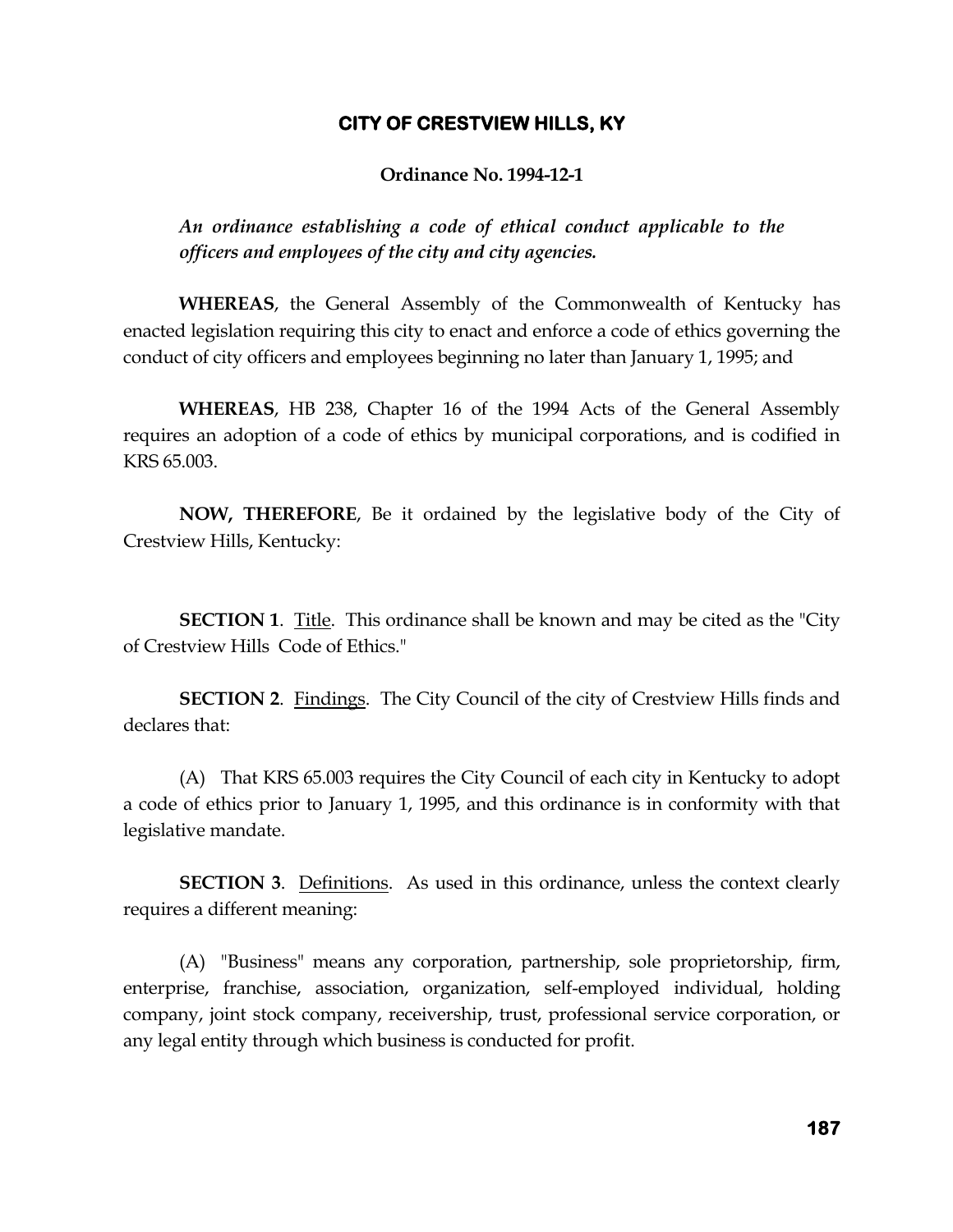# CITY OF CRESTVIEW HILLS, KY

**Ordinance No. 1994-12-1**

*An ordinance establishing a code of ethical conduct applicable to the officers and employees of the city and city agencies.*

**WHEREAS**, the General Assembly of the Commonwealth of Kentucky has enacted legislation requiring this city to enact and enforce a code of ethics governing the conduct of city officers and employees beginning no later than January 1, 1995; and

**WHEREAS**, HB 238, Chapter 16 of the 1994 Acts of the General Assembly requires an adoption of a code of ethics by municipal corporations, and is codified in KRS 65.003.

**NOW, THEREFORE**, Be it ordained by the legislative body of the City of Crestview Hills, Kentucky:

**SECTION 1**. Title. This ordinance shall be known and may be cited as the "City of Crestview Hills Code of Ethics."

**SECTION 2**. Findings. The City Council of the city of Crestview Hills finds and declares that:

(A) That KRS 65.003 requires the City Council of each city in Kentucky to adopt a code of ethics prior to January 1, 1995, and this ordinance is in conformity with that legislative mandate.

**SECTION 3**. Definitions. As used in this ordinance, unless the context clearly requires a different meaning:

(A) "Business" means any corporation, partnership, sole proprietorship, firm, enterprise, franchise, association, organization, self-employed individual, holding company, joint stock company, receivership, trust, professional service corporation, or any legal entity through which business is conducted for profit.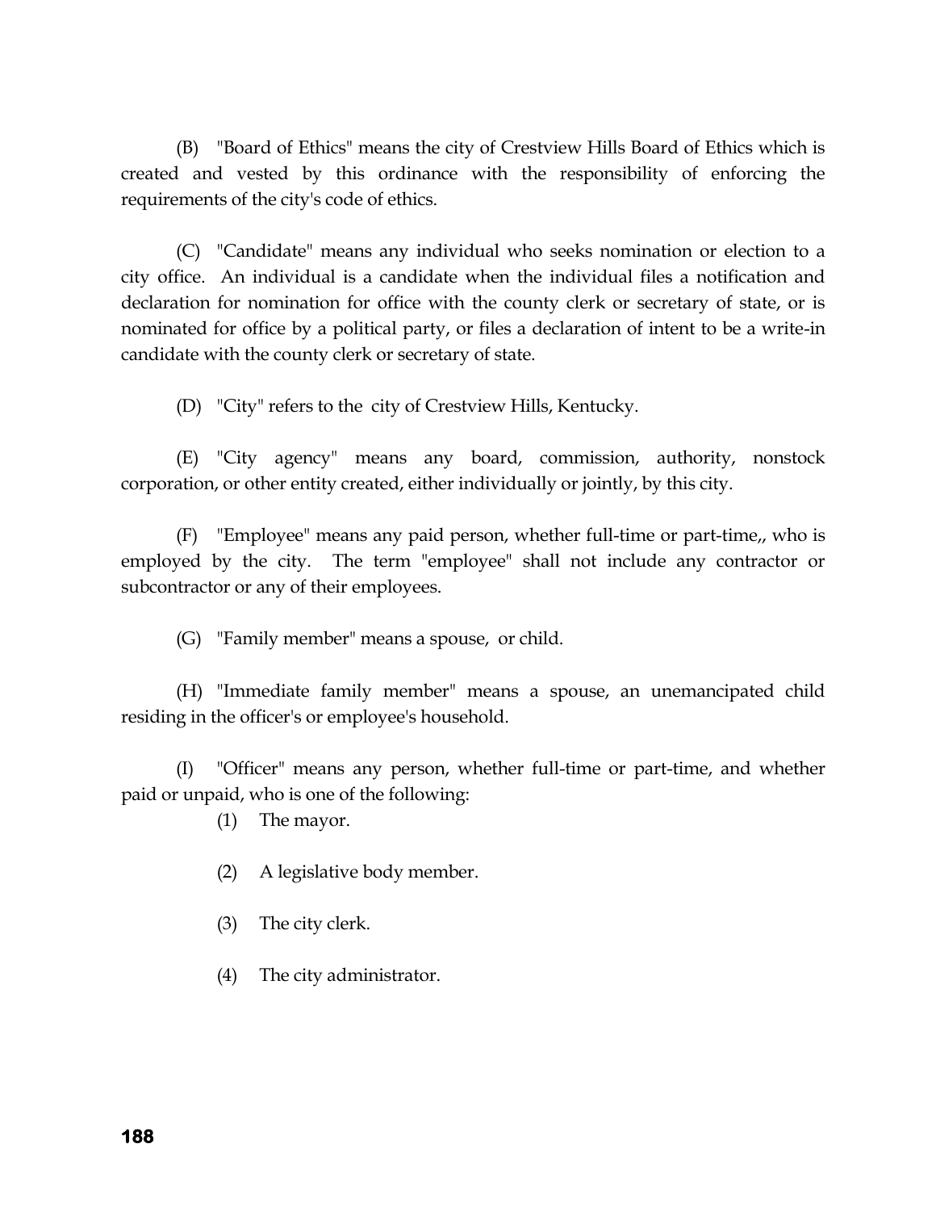(B) "Board of Ethics" means the city of Crestview Hills Board of Ethics which is created and vested by this ordinance with the responsibility of enforcing the requirements of the city's code of ethics.

(C) "Candidate" means any individual who seeks nomination or election to a city office. An individual is a candidate when the individual files a notification and declaration for nomination for office with the county clerk or secretary of state, or is nominated for office by a political party, or files a declaration of intent to be a write-in candidate with the county clerk or secretary of state.

(D) "City" refers to the city of Crestview Hills, Kentucky.

(E) "City agency" means any board, commission, authority, nonstock corporation, or other entity created, either individually or jointly, by this city.

(F) "Employee" means any paid person, whether full-time or part-time,, who is employed by the city. The term "employee" shall not include any contractor or subcontractor or any of their employees.

(G) "Family member" means a spouse, or child.

(H) "Immediate family member" means a spouse, an unemancipated child residing in the officer's or employee's household.

(I) "Officer" means any person, whether full-time or part-time, and whether paid or unpaid, who is one of the following:

(1) The mayor.

(2) A legislative body member.

(3) The city clerk.

(4) The city administrator.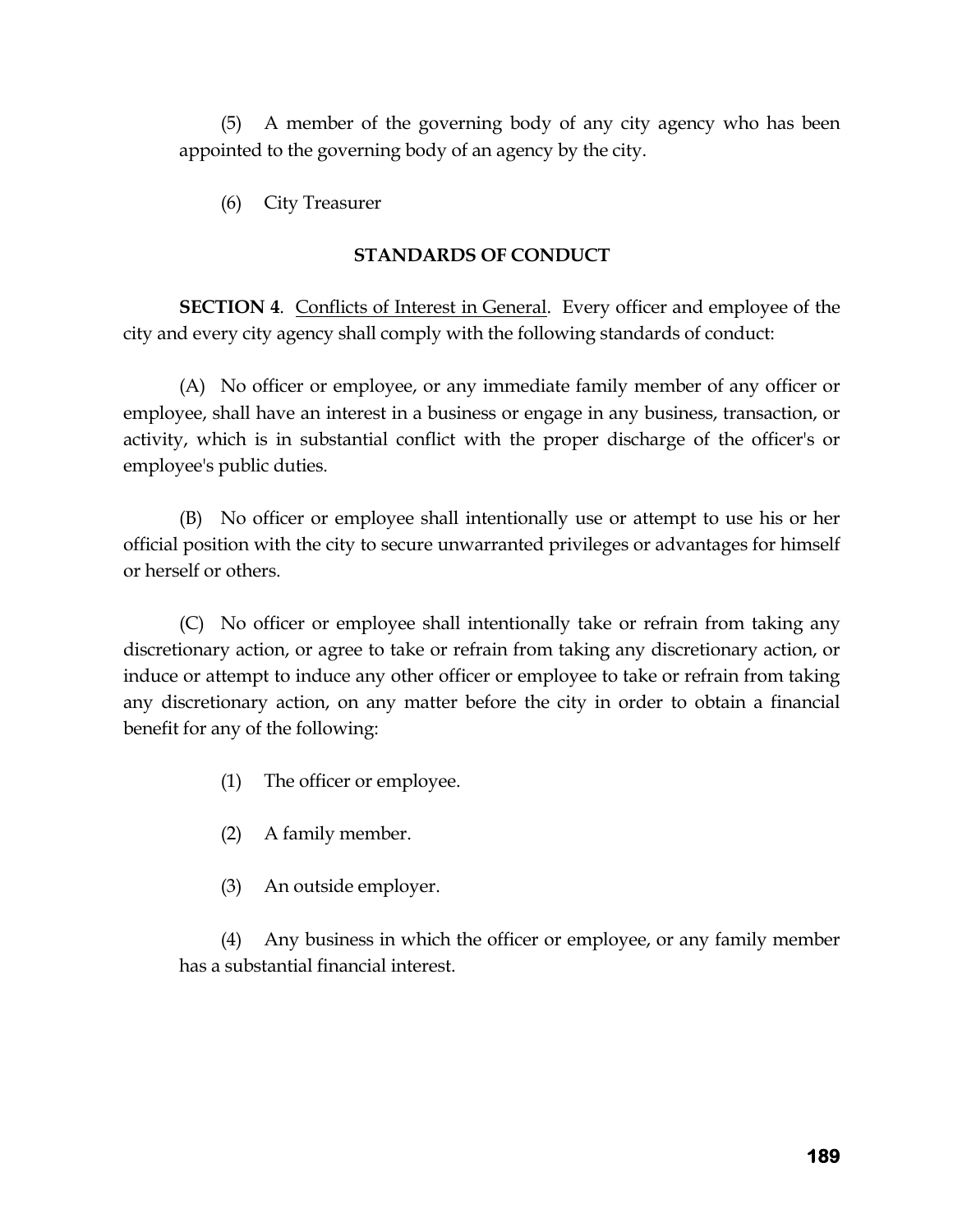(5) A member of the governing body of any city agency who has been appointed to the governing body of an agency by the city.

(6) City Treasurer

## STANDARDS OF CONDUCT

**SECTION 4**. Conflicts of Interest in General. Every officer and employee of the city and every city agency shall comply with the following standards of conduct:

(A) No officer or employee, or any immediate family member of any officer or employee, shall have an interest in a business or engage in any business, transaction, or activity, which is in substantial conflict with the proper discharge of the officer's or employee's public duties.

(B) No officer or employee shall intentionally use or attempt to use his or her official position with the city to secure unwarranted privileges or advantages for himself or herself or others.

(C) No officer or employee shall intentionally take or refrain from taking any discretionary action, or agree to take or refrain from taking any discretionary action, or induce or attempt to induce any other officer or employee to take or refrain from taking any discretionary action, on any matter before the city in order to obtain a financial benefit for any of the following:

(1) The officer or employee.

(2) A family member.

(3) An outside employer.

(4) Any business in which the officer or employee, or any family member has a substantial financial interest.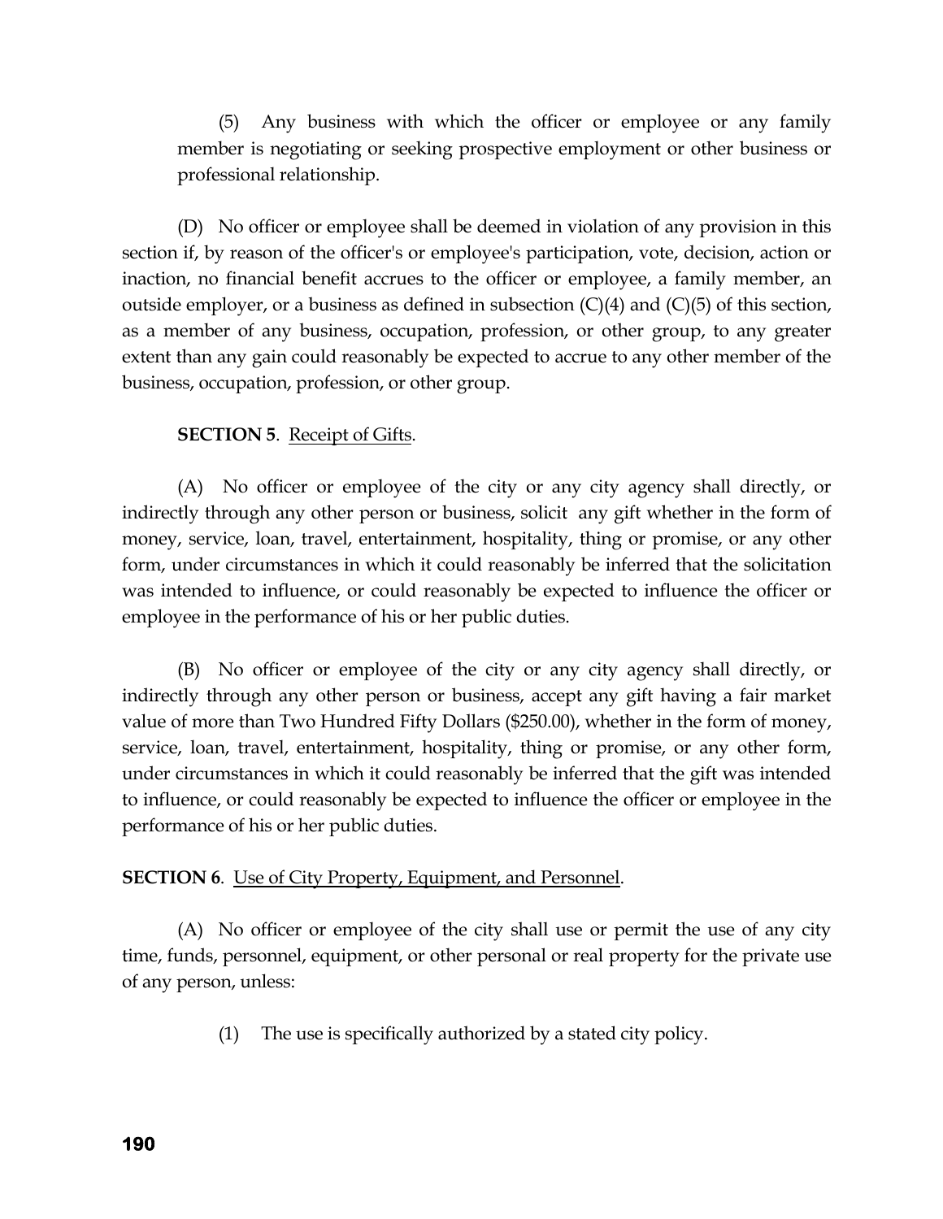(5) Any business with which the officer or employee or any family member is negotiating or seeking prospective employment or other business or professional relationship.

(D) No officer or employee shall be deemed in violation of any provision in this section if, by reason of the officer's or employee's participation, vote, decision, action or inaction, no financial benefit accrues to the officer or employee, a family member, an outside employer, or a business as defined in subsection (C)(4) and (C)(5) of this section, as a member of any business, occupation, profession, or other group, to any greater extent than any gain could reasonably be expected to accrue to any other member of the business, occupation, profession, or other group.

**SECTION 5**. Receipt of Gifts.

(A) No officer or employee of the city or any city agency shall directly, or indirectly through any other person or business, solicit any gift whether in the form of money, service, loan, travel, entertainment, hospitality, thing or promise, or any other form, under circumstances in which it could reasonably be inferred that the solicitation was intended to influence, or could reasonably be expected to influence the officer or employee in the performance of his or her public duties.

(B) No officer or employee of the city or any city agency shall directly, or indirectly through any other person or business, accept any gift having a fair market value of more than Two Hundred Fifty Dollars ($250.00), whether in the form of money, service, loan, travel, entertainment, hospitality, thing or promise, or any other form, under circumstances in which it could reasonably be inferred that the gift was intended to influence, or could reasonably be expected to influence the officer or employee in the performance of his or her public duties.

**SECTION 6**. Use of City Property, Equipment, and Personnel.

(A) No officer or employee of the city shall use or permit the use of any city time, funds, personnel, equipment, or other personal or real property for the private use of any person, unless:

(1) The use is specifically authorized by a stated city policy.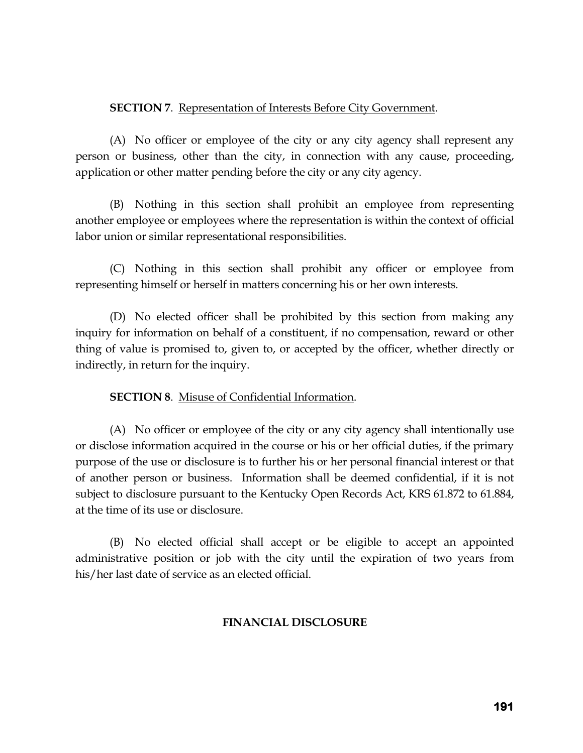**SECTION 7**. Representation of Interests Before City Government.

(A) No officer or employee of the city or any city agency shall represent any person or business, other than the city, in connection with any cause, proceeding, application or other matter pending before the city or any city agency.

(B) Nothing in this section shall prohibit an employee from representing another employee or employees where the representation is within the context of official labor union or similar representational responsibilities.

(C) Nothing in this section shall prohibit any officer or employee from representing himself or herself in matters concerning his or her own interests.

(D) No elected officer shall be prohibited by this section from making any inquiry for information on behalf of a constituent, if no compensation, reward or other thing of value is promised to, given to, or accepted by the officer, whether directly or indirectly, in return for the inquiry.

**SECTION 8**. Misuse of Confidential Information.

(A) No officer or employee of the city or any city agency shall intentionally use or disclose information acquired in the course or his or her official duties, if the primary purpose of the use or disclosure is to further his or her personal financial interest or that of another person or business. Information shall be deemed confidential, if it is not subject to disclosure pursuant to the Kentucky Open Records Act, KRS 61.872 to 61.884, at the time of its use or disclosure.

(B) No elected official shall accept or be eligible to accept an appointed administrative position or job with the city until the expiration of two years from his/her last date of service as an elected official.

## FINANCIAL DISCLOSURE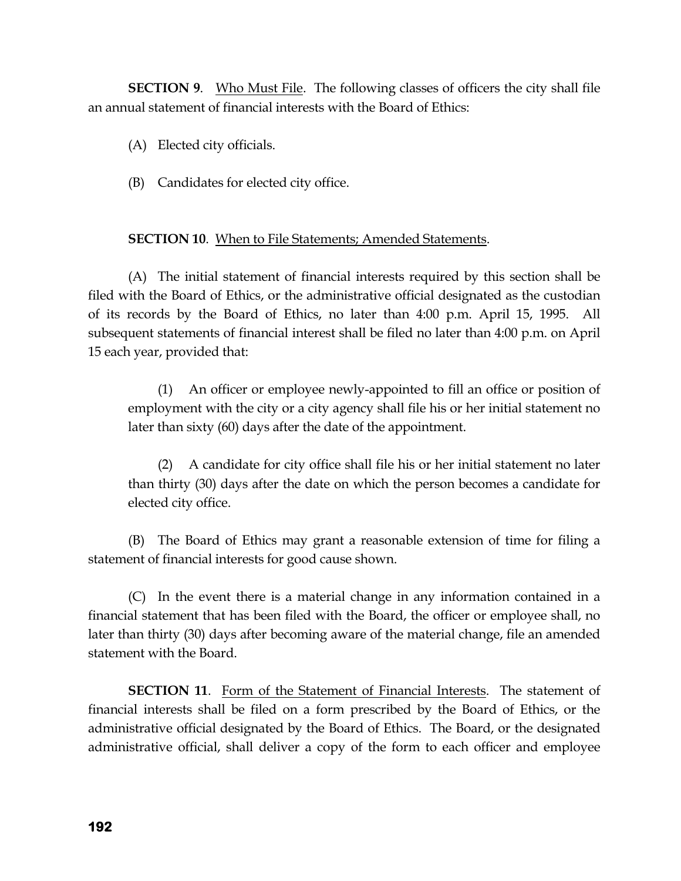**SECTION 9**. Who Must File. The following classes of officers the city shall file an annual statement of financial interests with the Board of Ethics:

(A) Elected city officials.

(B) Candidates for elected city office.

**SECTION 10**. When to File Statements; Amended Statements.

(A) The initial statement of financial interests required by this section shall be filed with the Board of Ethics, or the administrative official designated as the custodian of its records by the Board of Ethics, no later than 4:00 p.m. April 15, 1995. All subsequent statements of financial interest shall be filed no later than 4:00 p.m. on April 15 each year, provided that:

(1) An officer or employee newly-appointed to fill an office or position of employment with the city or a city agency shall file his or her initial statement no later than sixty (60) days after the date of the appointment.

(2) A candidate for city office shall file his or her initial statement no later than thirty (30) days after the date on which the person becomes a candidate for elected city office.

(B) The Board of Ethics may grant a reasonable extension of time for filing a statement of financial interests for good cause shown.

(C) In the event there is a material change in any information contained in a financial statement that has been filed with the Board, the officer or employee shall, no later than thirty (30) days after becoming aware of the material change, file an amended statement with the Board.

**SECTION 11**. Form of the Statement of Financial Interests. The statement of financial interests shall be filed on a form prescribed by the Board of Ethics, or the administrative official designated by the Board of Ethics. The Board, or the designated administrative official, shall deliver a copy of the form to each officer and employee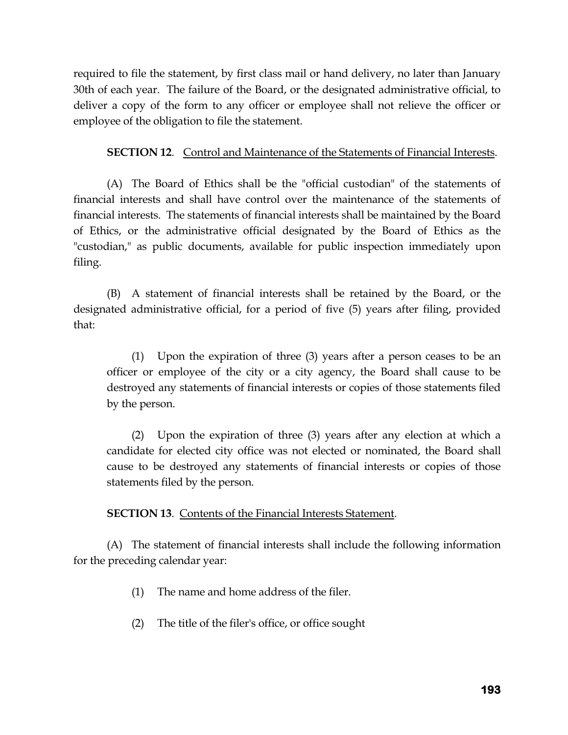required to file the statement, by first class mail or hand delivery, no later than January 30th of each year. The failure of the Board, or the designated administrative official, to deliver a copy of the form to any officer or employee shall not relieve the officer or employee of the obligation to file the statement.

**SECTION 12**. Control and Maintenance of the Statements of Financial Interests.

(A) The Board of Ethics shall be the "official custodian" of the statements of financial interests and shall have control over the maintenance of the statements of financial interests. The statements of financial interests shall be maintained by the Board of Ethics, or the administrative official designated by the Board of Ethics as the "custodian," as public documents, available for public inspection immediately upon filing.

(B) A statement of financial interests shall be retained by the Board, or the designated administrative official, for a period of five (5) years after filing, provided that:

(1) Upon the expiration of three (3) years after a person ceases to be an officer or employee of the city or a city agency, the Board shall cause to be destroyed any statements of financial interests or copies of those statements filed by the person.

(2) Upon the expiration of three (3) years after any election at which a candidate for elected city office was not elected or nominated, the Board shall cause to be destroyed any statements of financial interests or copies of those statements filed by the person.

**SECTION 13**. Contents of the Financial Interests Statement.

(A) The statement of financial interests shall include the following information for the preceding calendar year:

(1) The name and home address of the filer.

(2) The title of the filer's office, or office sought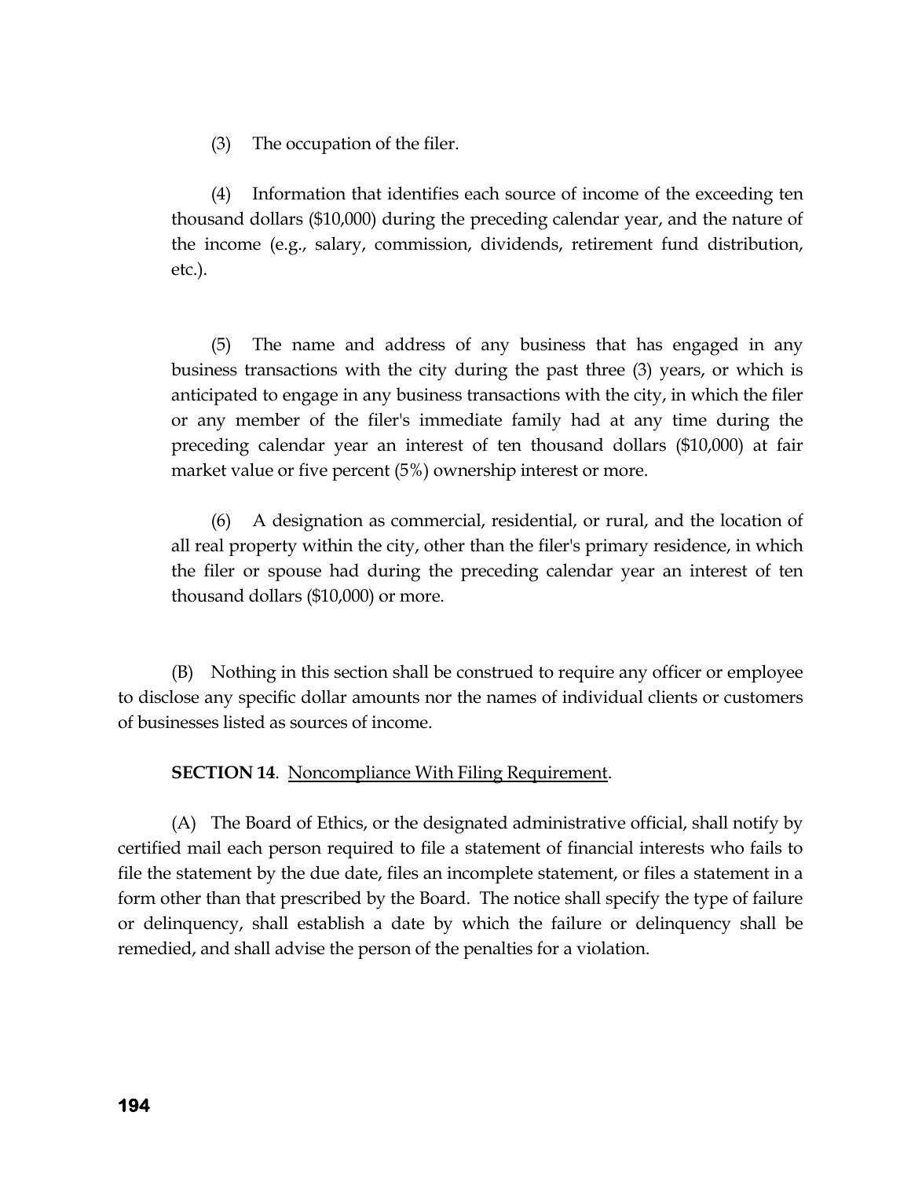(3) The occupation of the filer.

(4) Information that identifies each source of income of the exceeding ten thousand dollars ($10,000) during the preceding calendar year, and the nature of the income (e.g., salary, commission, dividends, retirement fund distribution, etc.).

(5) The name and address of any business that has engaged in any business transactions with the city during the past three (3) years, or which is anticipated to engage in any business transactions with the city, in which the filer or any member of the filer's immediate family had at any time during the preceding calendar year an interest of ten thousand dollars ($10,000) at fair market value or five percent (5%) ownership interest or more.

(6) A designation as commercial, residential, or rural, and the location of all real property within the city, other than the filer's primary residence, in which the filer or spouse had during the preceding calendar year an interest of ten thousand dollars ($10,000) or more.

(B) Nothing in this section shall be construed to require any officer or employee to disclose any specific dollar amounts nor the names of individual clients or customers of businesses listed as sources of income.

**SECTION 14**. Noncompliance With Filing Requirement.

(A) The Board of Ethics, or the designated administrative official, shall notify by certified mail each person required to file a statement of financial interests who fails to file the statement by the due date, files an incomplete statement, or files a statement in a form other than that prescribed by the Board. The notice shall specify the type of failure or delinquency, shall establish a date by which the failure or delinquency shall be remedied, and shall advise the person of the penalties for a violation.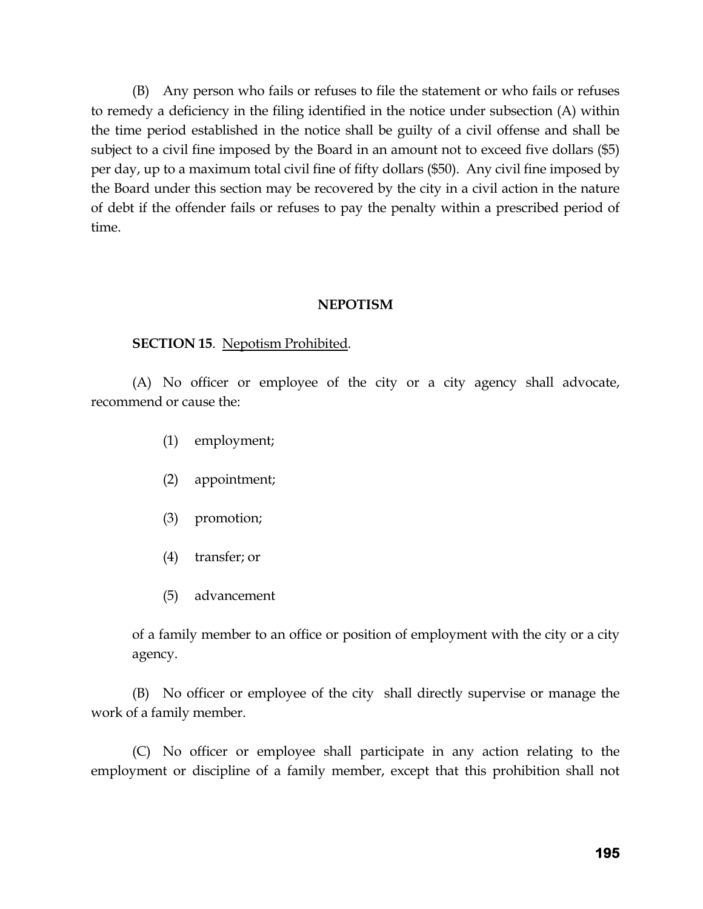(B) Any person who fails or refuses to file the statement or who fails or refuses to remedy a deficiency in the filing identified in the notice under subsection (A) within the time period established in the notice shall be guilty of a civil offense and shall be subject to a civil fine imposed by the Board in an amount not to exceed five dollars ($5) per day, up to a maximum total civil fine of fifty dollars ($50). Any civil fine imposed by the Board under this section may be recovered by the city in a civil action in the nature of debt if the offender fails or refuses to pay the penalty within a prescribed period of time.

## NEPOTISM

**SECTION 15**. Nepotism Prohibited.

(A) No officer or employee of the city or a city agency shall advocate, recommend or cause the:

(1) employment;

(2) appointment;

(3) promotion;

(4) transfer; or

(5) advancement

of a family member to an office or position of employment with the city or a city agency.

(B) No officer or employee of the city shall directly supervise or manage the work of a family member.

(C) No officer or employee shall participate in any action relating to the employment or discipline of a family member, except that this prohibition shall not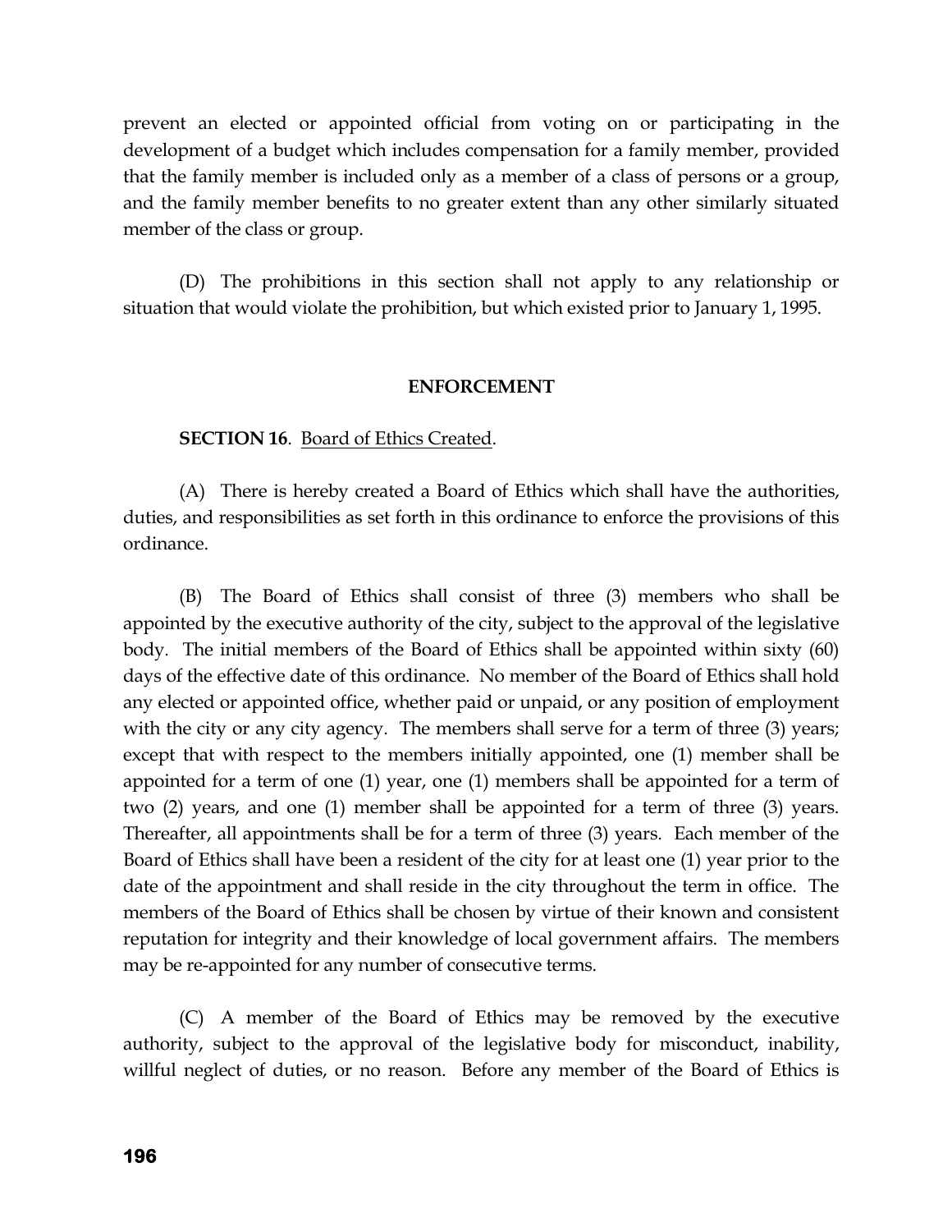prevent an elected or appointed official from voting on or participating in the development of a budget which includes compensation for a family member, provided that the family member is included only as a member of a class of persons or a group, and the family member benefits to no greater extent than any other similarly situated member of the class or group.

(D) The prohibitions in this section shall not apply to any relationship or situation that would violate the prohibition, but which existed prior to January 1, 1995.

## ENFORCEMENT

**SECTION 16**. Board of Ethics Created.

(A) There is hereby created a Board of Ethics which shall have the authorities, duties, and responsibilities as set forth in this ordinance to enforce the provisions of this ordinance.

(B) The Board of Ethics shall consist of three (3) members who shall be appointed by the executive authority of the city, subject to the approval of the legislative body. The initial members of the Board of Ethics shall be appointed within sixty (60) days of the effective date of this ordinance. No member of the Board of Ethics shall hold any elected or appointed office, whether paid or unpaid, or any position of employment with the city or any city agency. The members shall serve for a term of three (3) years; except that with respect to the members initially appointed, one (1) member shall be appointed for a term of one (1) year, one (1) members shall be appointed for a term of two (2) years, and one (1) member shall be appointed for a term of three (3) years. Thereafter, all appointments shall be for a term of three (3) years. Each member of the Board of Ethics shall have been a resident of the city for at least one (1) year prior to the date of the appointment and shall reside in the city throughout the term in office. The members of the Board of Ethics shall be chosen by virtue of their known and consistent reputation for integrity and their knowledge of local government affairs. The members may be re-appointed for any number of consecutive terms.

(C) A member of the Board of Ethics may be removed by the executive authority, subject to the approval of the legislative body for misconduct, inability, willful neglect of duties, or no reason. Before any member of the Board of Ethics is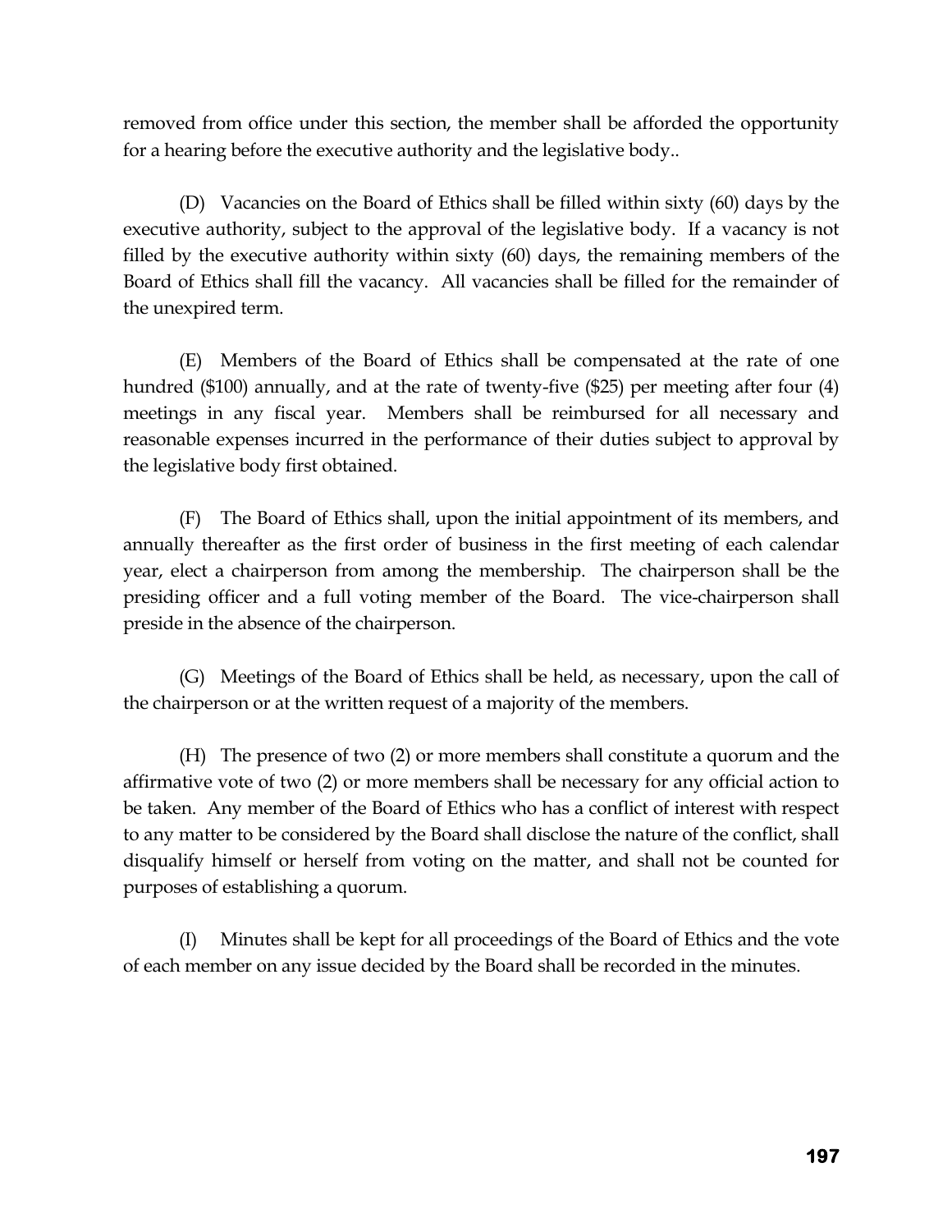removed from office under this section, the member shall be afforded the opportunity for a hearing before the executive authority and the legislative body..

(D) Vacancies on the Board of Ethics shall be filled within sixty (60) days by the executive authority, subject to the approval of the legislative body. If a vacancy is not filled by the executive authority within sixty (60) days, the remaining members of the Board of Ethics shall fill the vacancy. All vacancies shall be filled for the remainder of the unexpired term.

(E) Members of the Board of Ethics shall be compensated at the rate of one hundred ($100) annually, and at the rate of twenty-five ($25) per meeting after four (4) meetings in any fiscal year. Members shall be reimbursed for all necessary and reasonable expenses incurred in the performance of their duties subject to approval by the legislative body first obtained.

(F) The Board of Ethics shall, upon the initial appointment of its members, and annually thereafter as the first order of business in the first meeting of each calendar year, elect a chairperson from among the membership. The chairperson shall be the presiding officer and a full voting member of the Board. The vice-chairperson shall preside in the absence of the chairperson.

(G) Meetings of the Board of Ethics shall be held, as necessary, upon the call of the chairperson or at the written request of a majority of the members.

(H) The presence of two (2) or more members shall constitute a quorum and the affirmative vote of two (2) or more members shall be necessary for any official action to be taken. Any member of the Board of Ethics who has a conflict of interest with respect to any matter to be considered by the Board shall disclose the nature of the conflict, shall disqualify himself or herself from voting on the matter, and shall not be counted for purposes of establishing a quorum.

(I) Minutes shall be kept for all proceedings of the Board of Ethics and the vote of each member on any issue decided by the Board shall be recorded in the minutes.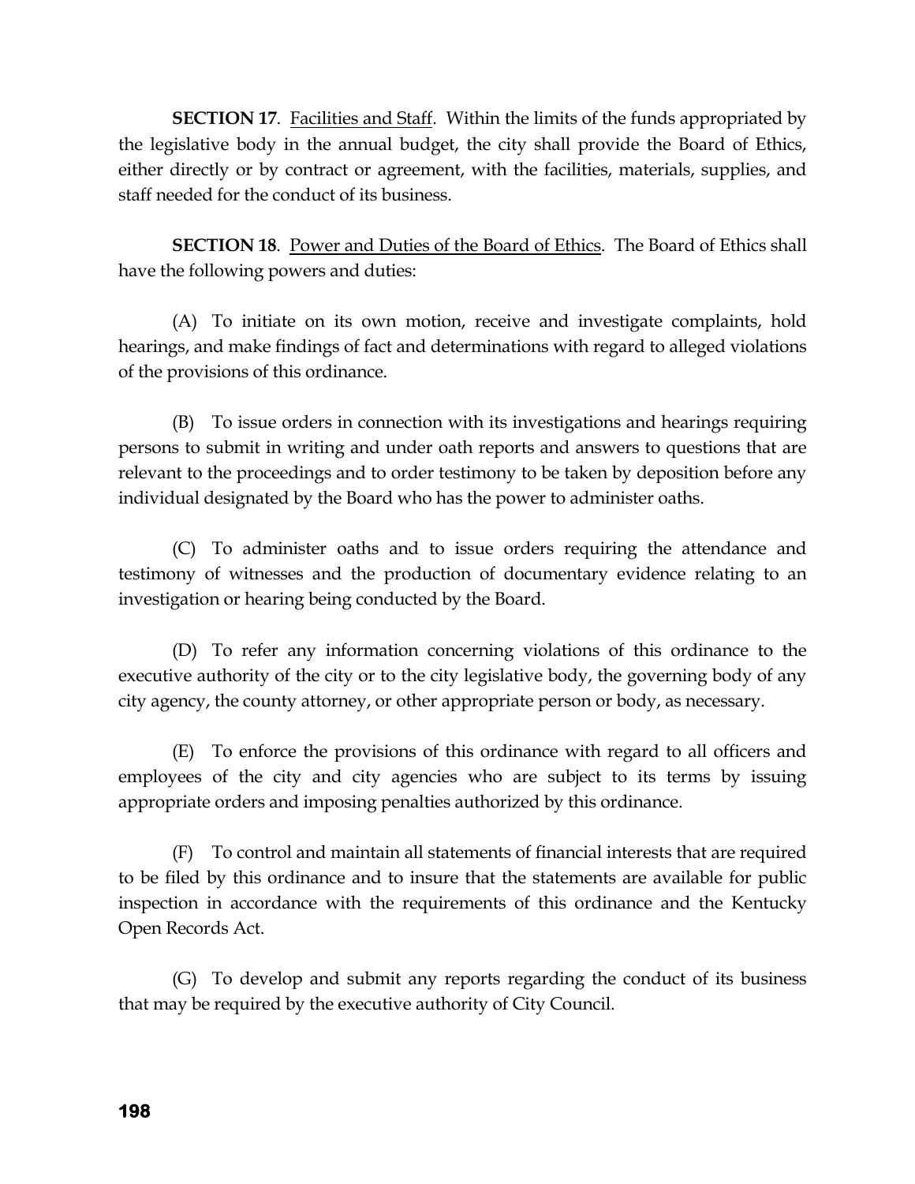**SECTION 17**. Facilities and Staff. Within the limits of the funds appropriated by the legislative body in the annual budget, the city shall provide the Board of Ethics, either directly or by contract or agreement, with the facilities, materials, supplies, and staff needed for the conduct of its business.

**SECTION 18**. Power and Duties of the Board of Ethics. The Board of Ethics shall have the following powers and duties:

(A) To initiate on its own motion, receive and investigate complaints, hold hearings, and make findings of fact and determinations with regard to alleged violations of the provisions of this ordinance.

(B) To issue orders in connection with its investigations and hearings requiring persons to submit in writing and under oath reports and answers to questions that are relevant to the proceedings and to order testimony to be taken by deposition before any individual designated by the Board who has the power to administer oaths.

(C) To administer oaths and to issue orders requiring the attendance and testimony of witnesses and the production of documentary evidence relating to an investigation or hearing being conducted by the Board.

(D) To refer any information concerning violations of this ordinance to the executive authority of the city or to the city legislative body, the governing body of any city agency, the county attorney, or other appropriate person or body, as necessary.

(E) To enforce the provisions of this ordinance with regard to all officers and employees of the city and city agencies who are subject to its terms by issuing appropriate orders and imposing penalties authorized by this ordinance.

(F) To control and maintain all statements of financial interests that are required to be filed by this ordinance and to insure that the statements are available for public inspection in accordance with the requirements of this ordinance and the Kentucky Open Records Act.

(G) To develop and submit any reports regarding the conduct of its business that may be required by the executive authority of City Council.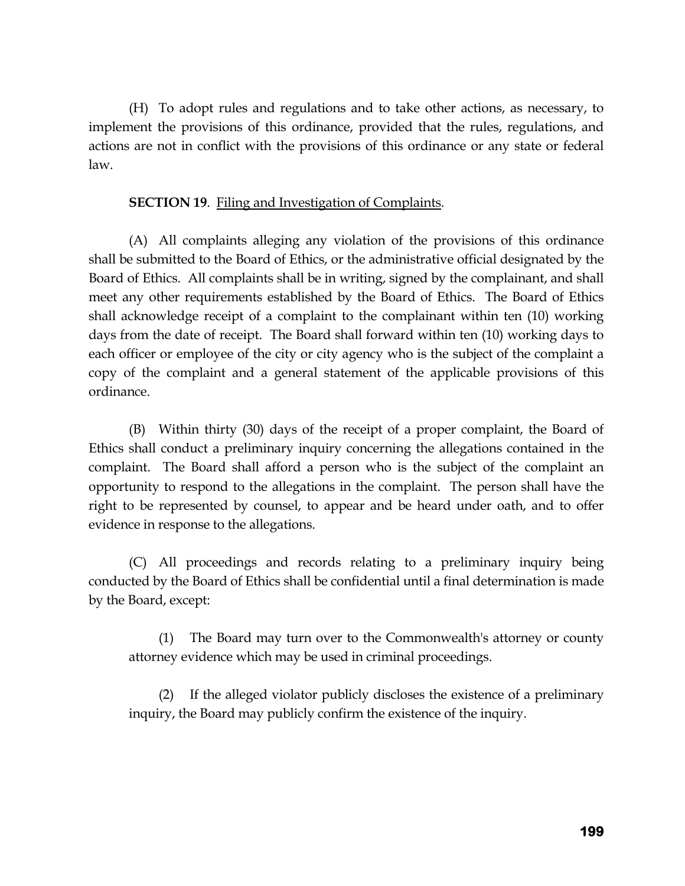(H) To adopt rules and regulations and to take other actions, as necessary, to implement the provisions of this ordinance, provided that the rules, regulations, and actions are not in conflict with the provisions of this ordinance or any state or federal law.

**SECTION 19**. Filing and Investigation of Complaints.

(A) All complaints alleging any violation of the provisions of this ordinance shall be submitted to the Board of Ethics, or the administrative official designated by the Board of Ethics. All complaints shall be in writing, signed by the complainant, and shall meet any other requirements established by the Board of Ethics. The Board of Ethics shall acknowledge receipt of a complaint to the complainant within ten (10) working days from the date of receipt. The Board shall forward within ten (10) working days to each officer or employee of the city or city agency who is the subject of the complaint a copy of the complaint and a general statement of the applicable provisions of this ordinance.

(B) Within thirty (30) days of the receipt of a proper complaint, the Board of Ethics shall conduct a preliminary inquiry concerning the allegations contained in the complaint. The Board shall afford a person who is the subject of the complaint an opportunity to respond to the allegations in the complaint. The person shall have the right to be represented by counsel, to appear and be heard under oath, and to offer evidence in response to the allegations.

(C) All proceedings and records relating to a preliminary inquiry being conducted by the Board of Ethics shall be confidential until a final determination is made by the Board, except:

(1) The Board may turn over to the Commonwealth's attorney or county attorney evidence which may be used in criminal proceedings.

(2) If the alleged violator publicly discloses the existence of a preliminary inquiry, the Board may publicly confirm the existence of the inquiry.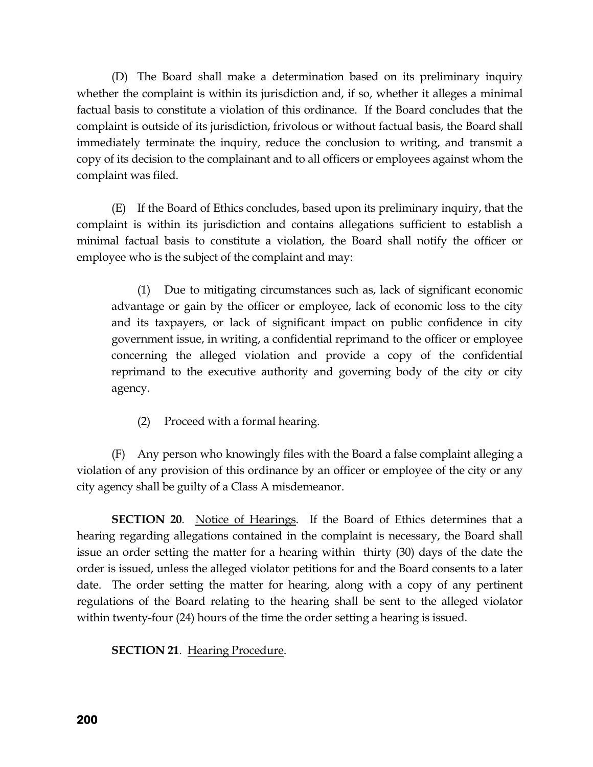(D) The Board shall make a determination based on its preliminary inquiry whether the complaint is within its jurisdiction and, if so, whether it alleges a minimal factual basis to constitute a violation of this ordinance. If the Board concludes that the complaint is outside of its jurisdiction, frivolous or without factual basis, the Board shall immediately terminate the inquiry, reduce the conclusion to writing, and transmit a copy of its decision to the complainant and to all officers or employees against whom the complaint was filed.

(E) If the Board of Ethics concludes, based upon its preliminary inquiry, that the complaint is within its jurisdiction and contains allegations sufficient to establish a minimal factual basis to constitute a violation, the Board shall notify the officer or employee who is the subject of the complaint and may:

> (1) Due to mitigating circumstances such as, lack of significant economic advantage or gain by the officer or employee, lack of economic loss to the city and its taxpayers, or lack of significant impact on public confidence in city government issue, in writing, a confidential reprimand to the officer or employee concerning the alleged violation and provide a copy of the confidential reprimand to the executive authority and governing body of the city or city agency.
>
> (2) Proceed with a formal hearing.

(F) Any person who knowingly files with the Board a false complaint alleging a violation of any provision of this ordinance by an officer or employee of the city or any city agency shall be guilty of a Class A misdemeanor.

**SECTION 20**. Notice of Hearings. If the Board of Ethics determines that a hearing regarding allegations contained in the complaint is necessary, the Board shall issue an order setting the matter for a hearing within thirty (30) days of the date the order is issued, unless the alleged violator petitions for and the Board consents to a later date. The order setting the matter for hearing, along with a copy of any pertinent regulations of the Board relating to the hearing shall be sent to the alleged violator within twenty-four (24) hours of the time the order setting a hearing is issued.

**SECTION 21**. Hearing Procedure.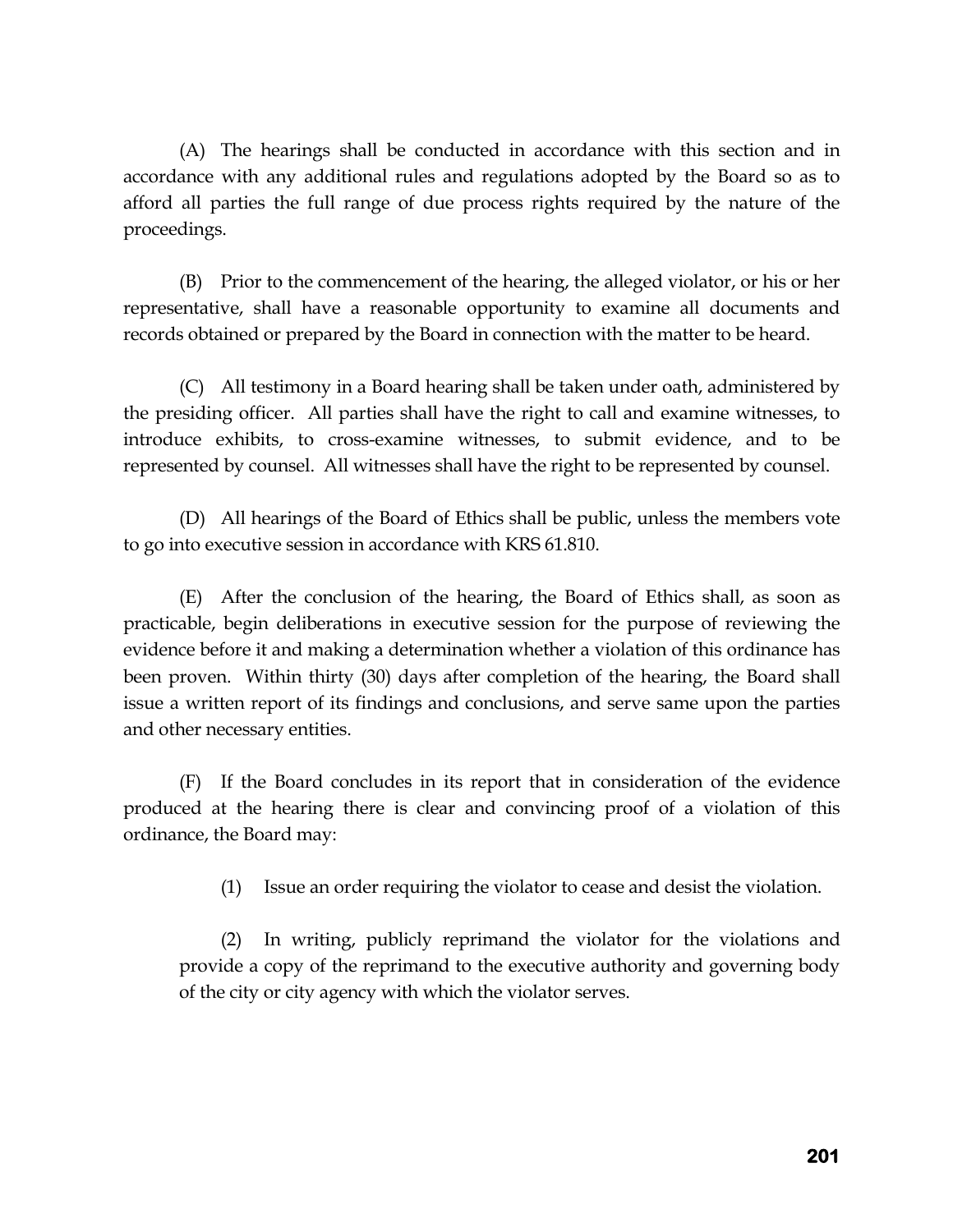(A) The hearings shall be conducted in accordance with this section and in accordance with any additional rules and regulations adopted by the Board so as to afford all parties the full range of due process rights required by the nature of the proceedings.

(B) Prior to the commencement of the hearing, the alleged violator, or his or her representative, shall have a reasonable opportunity to examine all documents and records obtained or prepared by the Board in connection with the matter to be heard.

(C) All testimony in a Board hearing shall be taken under oath, administered by the presiding officer. All parties shall have the right to call and examine witnesses, to introduce exhibits, to cross-examine witnesses, to submit evidence, and to be represented by counsel. All witnesses shall have the right to be represented by counsel.

(D) All hearings of the Board of Ethics shall be public, unless the members vote to go into executive session in accordance with KRS 61.810.

(E) After the conclusion of the hearing, the Board of Ethics shall, as soon as practicable, begin deliberations in executive session for the purpose of reviewing the evidence before it and making a determination whether a violation of this ordinance has been proven. Within thirty (30) days after completion of the hearing, the Board shall issue a written report of its findings and conclusions, and serve same upon the parties and other necessary entities.

(F) If the Board concludes in its report that in consideration of the evidence produced at the hearing there is clear and convincing proof of a violation of this ordinance, the Board may:

(1) Issue an order requiring the violator to cease and desist the violation.

(2) In writing, publicly reprimand the violator for the violations and provide a copy of the reprimand to the executive authority and governing body of the city or city agency with which the violator serves.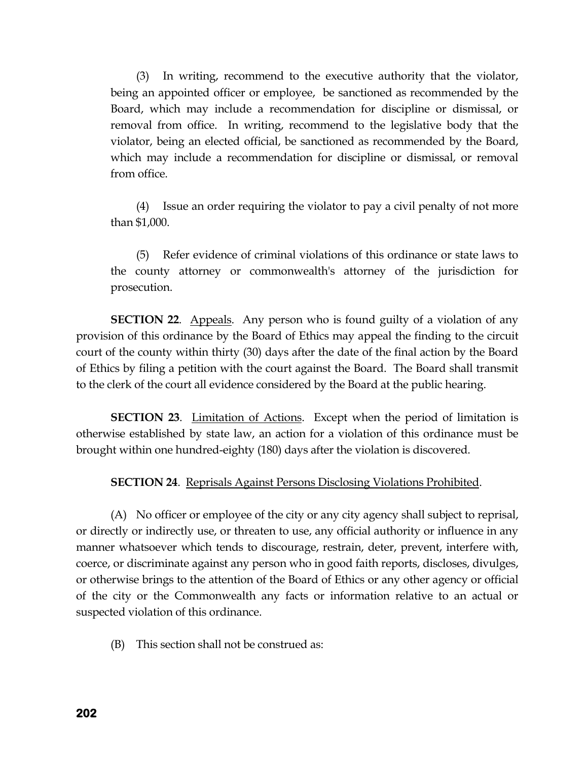(3) In writing, recommend to the executive authority that the violator, being an appointed officer or employee, be sanctioned as recommended by the Board, which may include a recommendation for discipline or dismissal, or removal from office. In writing, recommend to the legislative body that the violator, being an elected official, be sanctioned as recommended by the Board, which may include a recommendation for discipline or dismissal, or removal from office.

(4) Issue an order requiring the violator to pay a civil penalty of not more than $1,000.

(5) Refer evidence of criminal violations of this ordinance or state laws to the county attorney or commonwealth's attorney of the jurisdiction for prosecution.

**SECTION 22**. Appeals. Any person who is found guilty of a violation of any provision of this ordinance by the Board of Ethics may appeal the finding to the circuit court of the county within thirty (30) days after the date of the final action by the Board of Ethics by filing a petition with the court against the Board. The Board shall transmit to the clerk of the court all evidence considered by the Board at the public hearing.

**SECTION 23**. Limitation of Actions. Except when the period of limitation is otherwise established by state law, an action for a violation of this ordinance must be brought within one hundred-eighty (180) days after the violation is discovered.

**SECTION 24**. Reprisals Against Persons Disclosing Violations Prohibited.

(A) No officer or employee of the city or any city agency shall subject to reprisal, or directly or indirectly use, or threaten to use, any official authority or influence in any manner whatsoever which tends to discourage, restrain, deter, prevent, interfere with, coerce, or discriminate against any person who in good faith reports, discloses, divulges, or otherwise brings to the attention of the Board of Ethics or any other agency or official of the city or the Commonwealth any facts or information relative to an actual or suspected violation of this ordinance.

(B) This section shall not be construed as: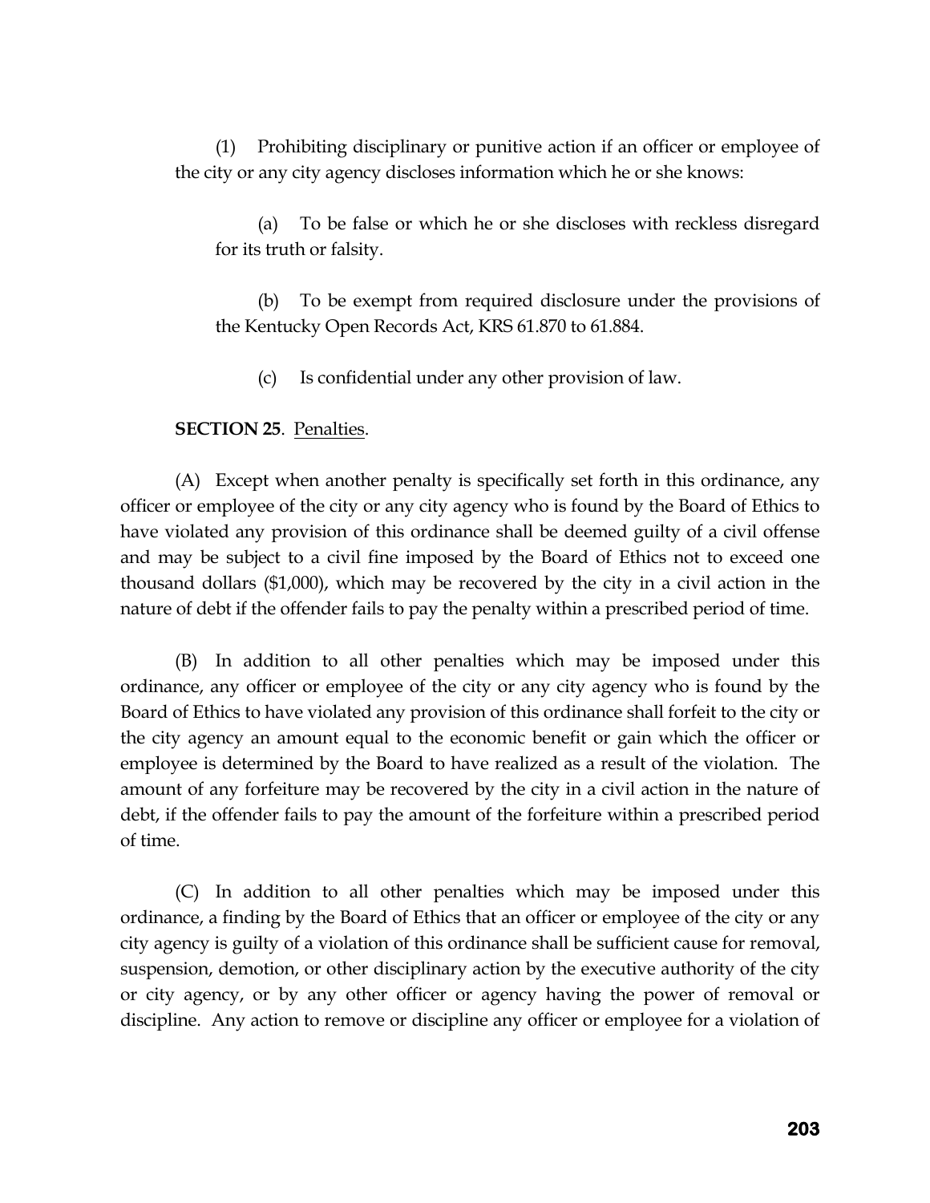(1) Prohibiting disciplinary or punitive action if an officer or employee of the city or any city agency discloses information which he or she knows:

(a) To be false or which he or she discloses with reckless disregard for its truth or falsity.

(b) To be exempt from required disclosure under the provisions of the Kentucky Open Records Act, KRS 61.870 to 61.884.

(c) Is confidential under any other provision of law.

**SECTION 25**. Penalties.

(A) Except when another penalty is specifically set forth in this ordinance, any officer or employee of the city or any city agency who is found by the Board of Ethics to have violated any provision of this ordinance shall be deemed guilty of a civil offense and may be subject to a civil fine imposed by the Board of Ethics not to exceed one thousand dollars ($1,000), which may be recovered by the city in a civil action in the nature of debt if the offender fails to pay the penalty within a prescribed period of time.

(B) In addition to all other penalties which may be imposed under this ordinance, any officer or employee of the city or any city agency who is found by the Board of Ethics to have violated any provision of this ordinance shall forfeit to the city or the city agency an amount equal to the economic benefit or gain which the officer or employee is determined by the Board to have realized as a result of the violation. The amount of any forfeiture may be recovered by the city in a civil action in the nature of debt, if the offender fails to pay the amount of the forfeiture within a prescribed period of time.

(C) In addition to all other penalties which may be imposed under this ordinance, a finding by the Board of Ethics that an officer or employee of the city or any city agency is guilty of a violation of this ordinance shall be sufficient cause for removal, suspension, demotion, or other disciplinary action by the executive authority of the city or city agency, or by any other officer or agency having the power of removal or discipline. Any action to remove or discipline any officer or employee for a violation of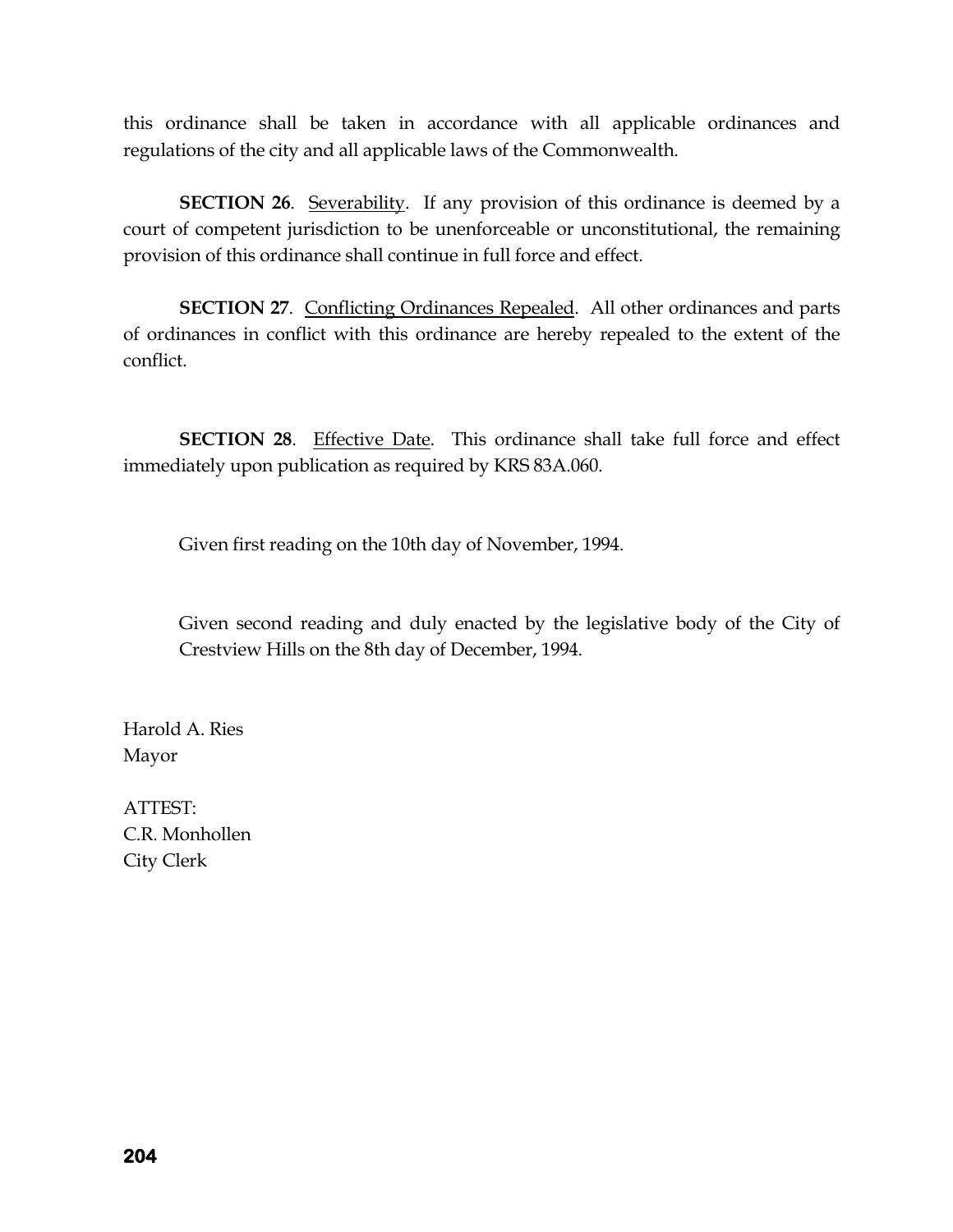this ordinance shall be taken in accordance with all applicable ordinances and regulations of the city and all applicable laws of the Commonwealth.

**SECTION 26**. Severability. If any provision of this ordinance is deemed by a court of competent jurisdiction to be unenforceable or unconstitutional, the remaining provision of this ordinance shall continue in full force and effect.

**SECTION 27**. Conflicting Ordinances Repealed. All other ordinances and parts of ordinances in conflict with this ordinance are hereby repealed to the extent of the conflict.

**SECTION 28**. Effective Date. This ordinance shall take full force and effect immediately upon publication as required by KRS 83A.060.

Given first reading on the 10th day of November, 1994.

Given second reading and duly enacted by the legislative body of the City of Crestview Hills on the 8th day of December, 1994.

Harold A. Ries
Mayor

ATTEST:
C.R. Monhollen
City Clerk